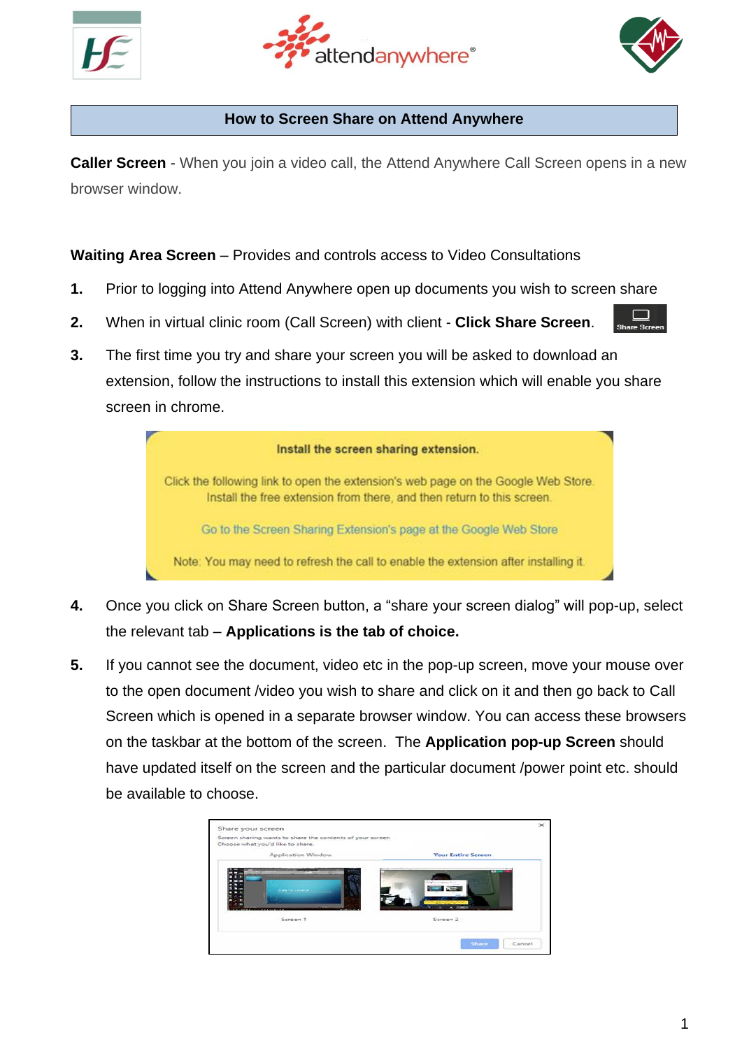# How to Screen Share on Attend Anywhere

**Caller Screen** - When you join a video call, the Attend Anywhere Call Screen opens in a new browser window.

**Waiting Area Screen** – Provides and controls access to Video Consultations

1. Prior to logging into Attend Anywhere open up documents you wish to screen share
2. When in virtual clinic room (Call Screen) with client - **Click Share Screen**.
3. The first time you try and share your screen you will be asked to download an extension, follow the instructions to install this extension which will enable you share screen in chrome.

> **Install the screen sharing extension.**
>
> Click the following link to open the extension's web page on the Google Web Store. Install the free extension from there, and then return to this screen.
>
> Go to the Screen Sharing Extension's page at the Google Web Store
>
> Note: You may need to refresh the call to enable the extension after installing it.

4. Once you click on Share Screen button, a "share your screen dialog" will pop-up, select the relevant tab – **Applications is the tab of choice.**
5. If you cannot see the document, video etc in the pop-up screen, move your mouse over to the open document /video you wish to share and click on it and then go back to Call Screen which is opened in a separate browser window. You can access these browsers on the taskbar at the bottom of the screen. The **Application pop-up Screen** should have updated itself on the screen and the particular document /power point etc. should be available to choose.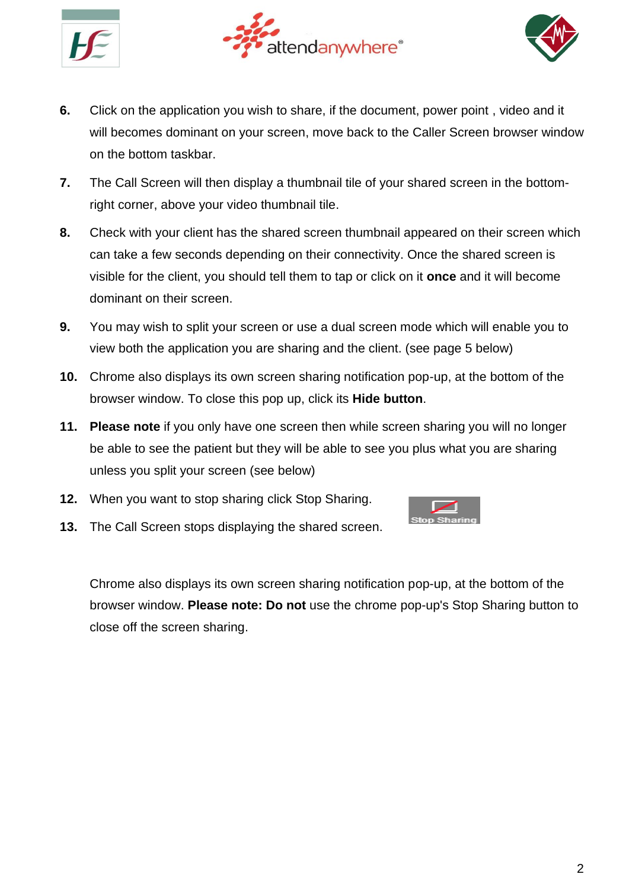6. Click on the application you wish to share, if the document, power point , video and it will becomes dominant on your screen, move back to the Caller Screen browser window on the bottom taskbar.

7. The Call Screen will then display a thumbnail tile of your shared screen in the bottom-right corner, above your video thumbnail tile.

8. Check with your client has the shared screen thumbnail appeared on their screen which can take a few seconds depending on their connectivity. Once the shared screen is visible for the client, you should tell them to tap or click on it **once** and it will become dominant on their screen.

9. You may wish to split your screen or use a dual screen mode which will enable you to view both the application you are sharing and the client. (see page 5 below)

10. Chrome also displays its own screen sharing notification pop-up, at the bottom of the browser window. To close this pop up, click its **Hide button**.

11. **Please note** if you only have one screen then while screen sharing you will no longer be able to see the patient but they will be able to see you plus what you are sharing unless you split your screen (see below)

12. When you want to stop sharing click Stop Sharing.

13. The Call Screen stops displaying the shared screen.

Stop Sharing

Chrome also displays its own screen sharing notification pop-up, at the bottom of the browser window. **Please note: Do not** use the chrome pop-up's Stop Sharing button to close off the screen sharing.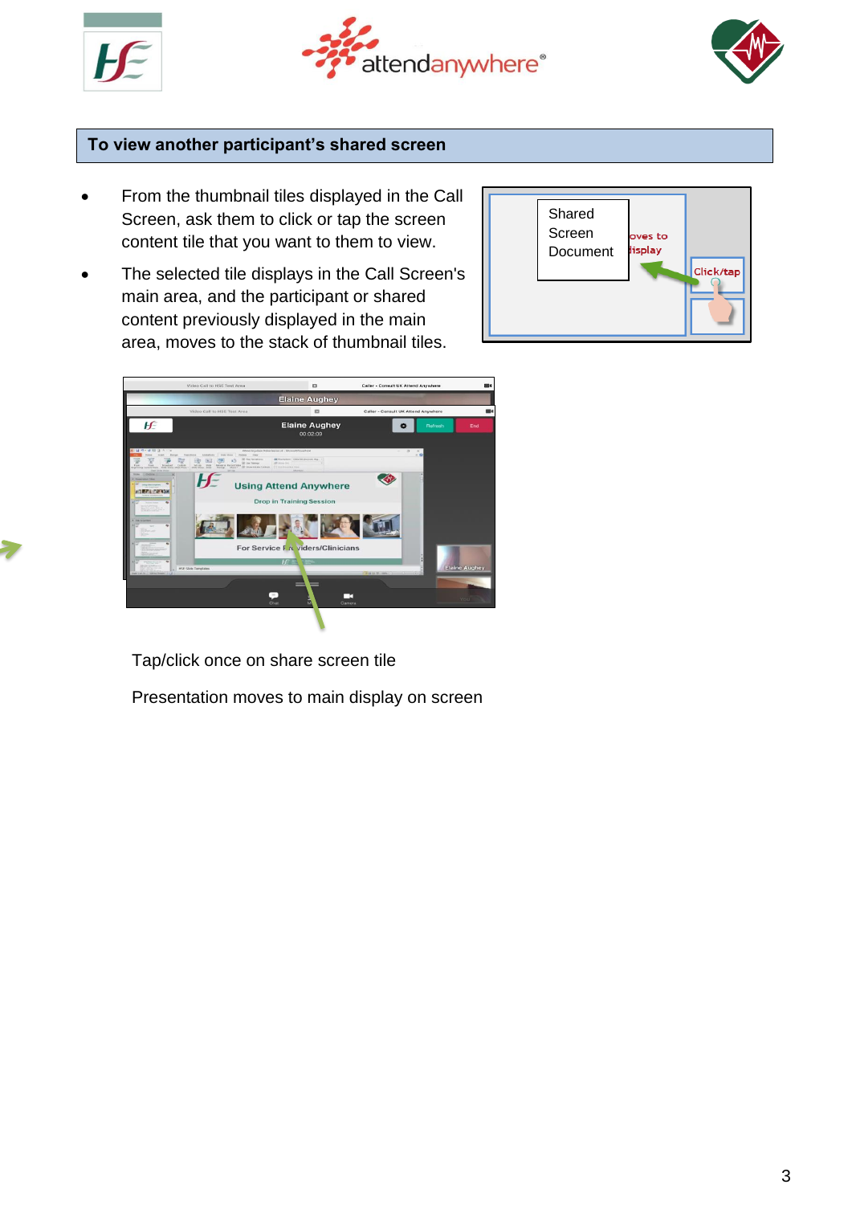## To view another participant's shared screen

- From the thumbnail tiles displayed in the Call Screen, ask them to click or tap the screen content tile that you want to them to view.
- The selected tile displays in the Call Screen's main area, and the participant or shared content previously displayed in the main area, moves to the stack of thumbnail tiles.

Tap/click once on share screen tile

Presentation moves to main display on screen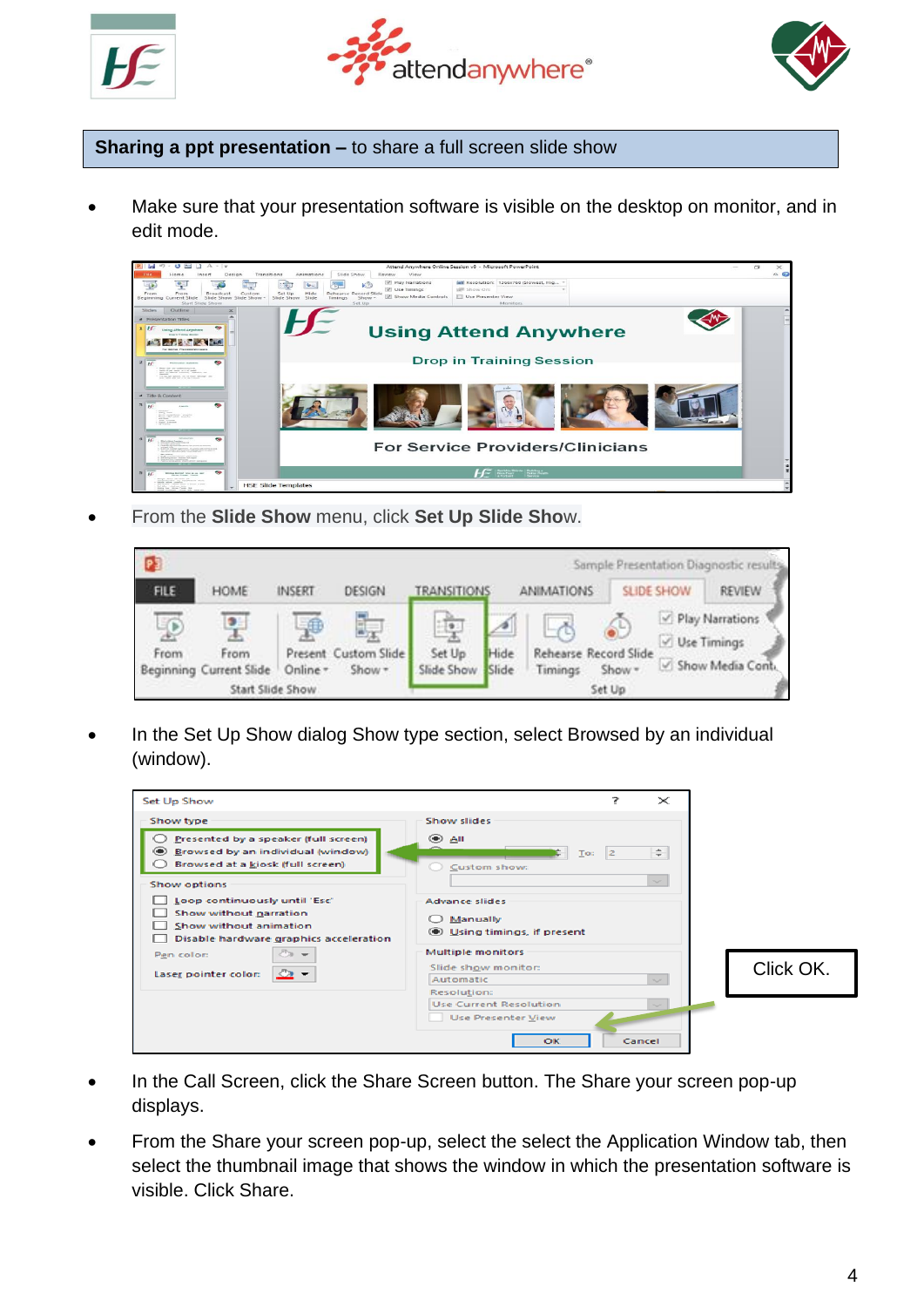**Sharing a ppt presentation –** to share a full screen slide show

- Make sure that your presentation software is visible on the desktop on monitor, and in edit mode.

- From the **Slide Show** menu, click **Set Up Slide Show**.

- In the Set Up Show dialog Show type section, select Browsed by an individual (window).

Click OK.

- In the Call Screen, click the Share Screen button. The Share your screen pop-up displays.

- From the Share your screen pop-up, select the select the Application Window tab, then select the thumbnail image that shows the window in which the presentation software is visible. Click Share.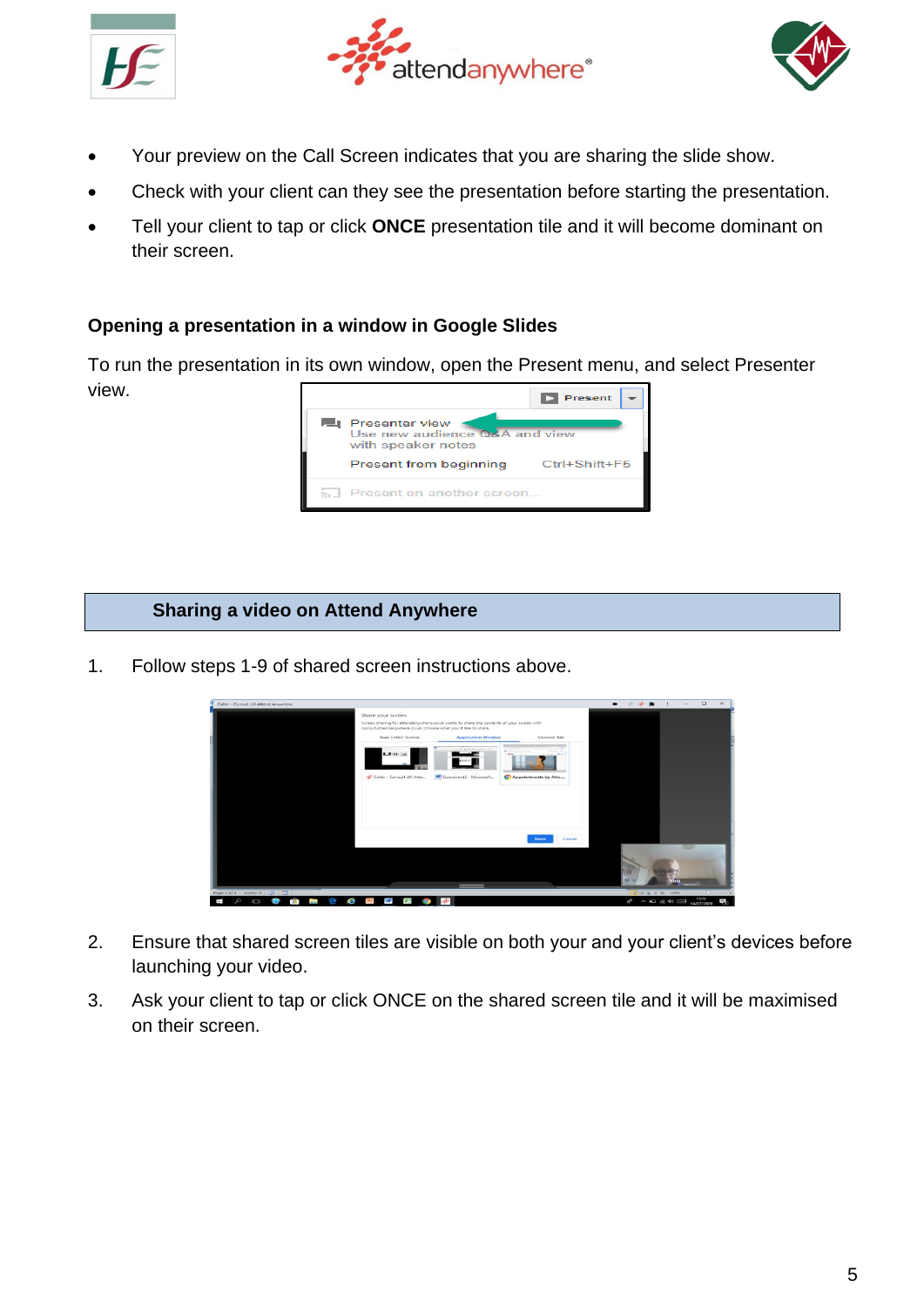- Your preview on the Call Screen indicates that you are sharing the slide show.
- Check with your client can they see the presentation before starting the presentation.
- Tell your client to tap or click **ONCE** presentation tile and it will become dominant on their screen.

### Opening a presentation in a window in Google Slides

To run the presentation in its own window, open the Present menu, and select Presenter view.

## Sharing a video on Attend Anywhere

1. Follow steps 1-9 of shared screen instructions above.
2. Ensure that shared screen tiles are visible on both your and your client's devices before launching your video.
3. Ask your client to tap or click ONCE on the shared screen tile and it will be maximised on their screen.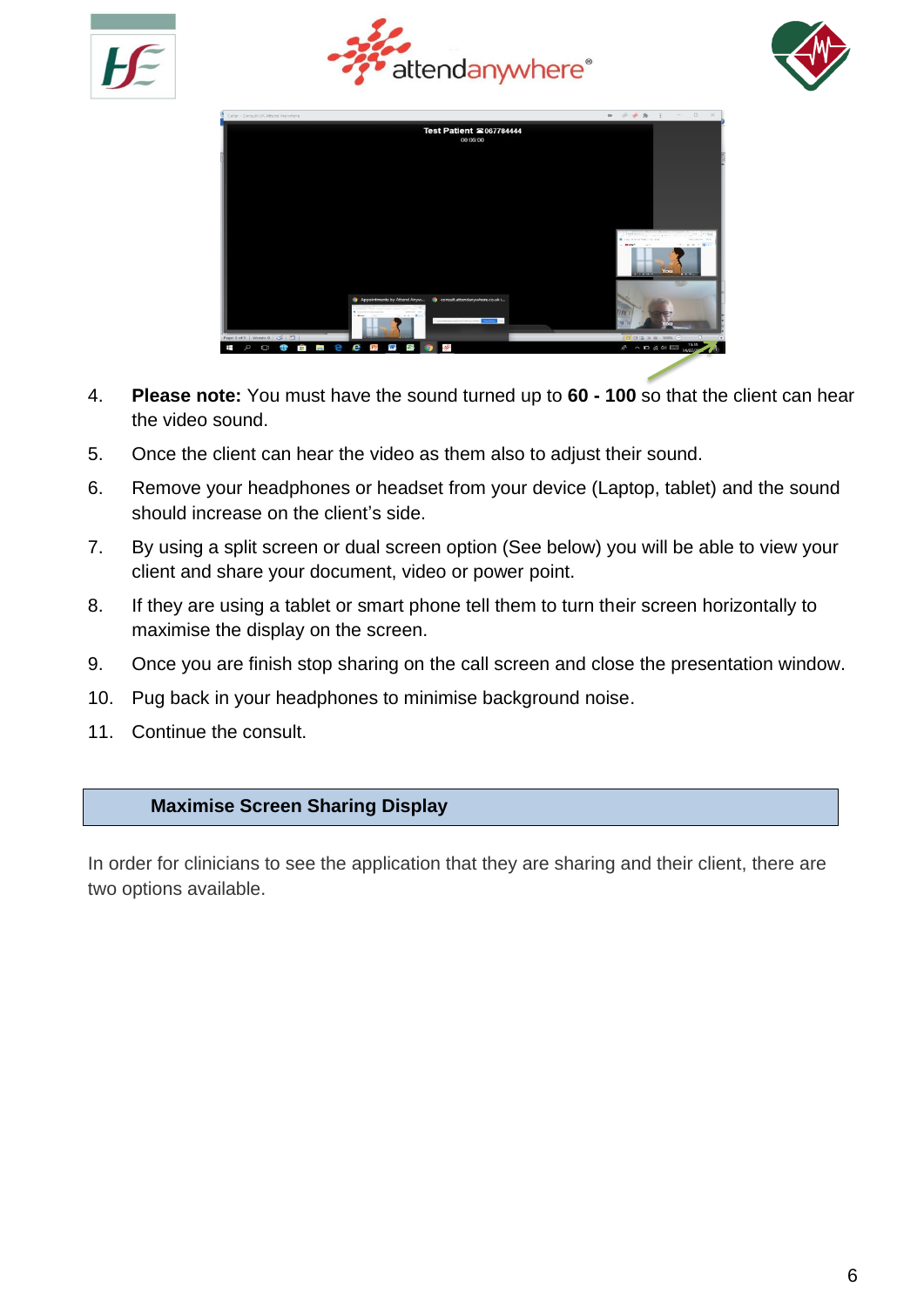4. **Please note:** You must have the sound turned up to **60 - 100** so that the client can hear the video sound.
5. Once the client can hear the video as them also to adjust their sound.
6. Remove your headphones or headset from your device (Laptop, tablet) and the sound should increase on the client's side.
7. By using a split screen or dual screen option (See below) you will be able to view your client and share your document, video or power point.
8. If they are using a tablet or smart phone tell them to turn their screen horizontally to maximise the display on the screen.
9. Once you are finish stop sharing on the call screen and close the presentation window.
10. Pug back in your headphones to minimise background noise.
11. Continue the consult.

## Maximise Screen Sharing Display

In order for clinicians to see the application that they are sharing and their client, there are two options available.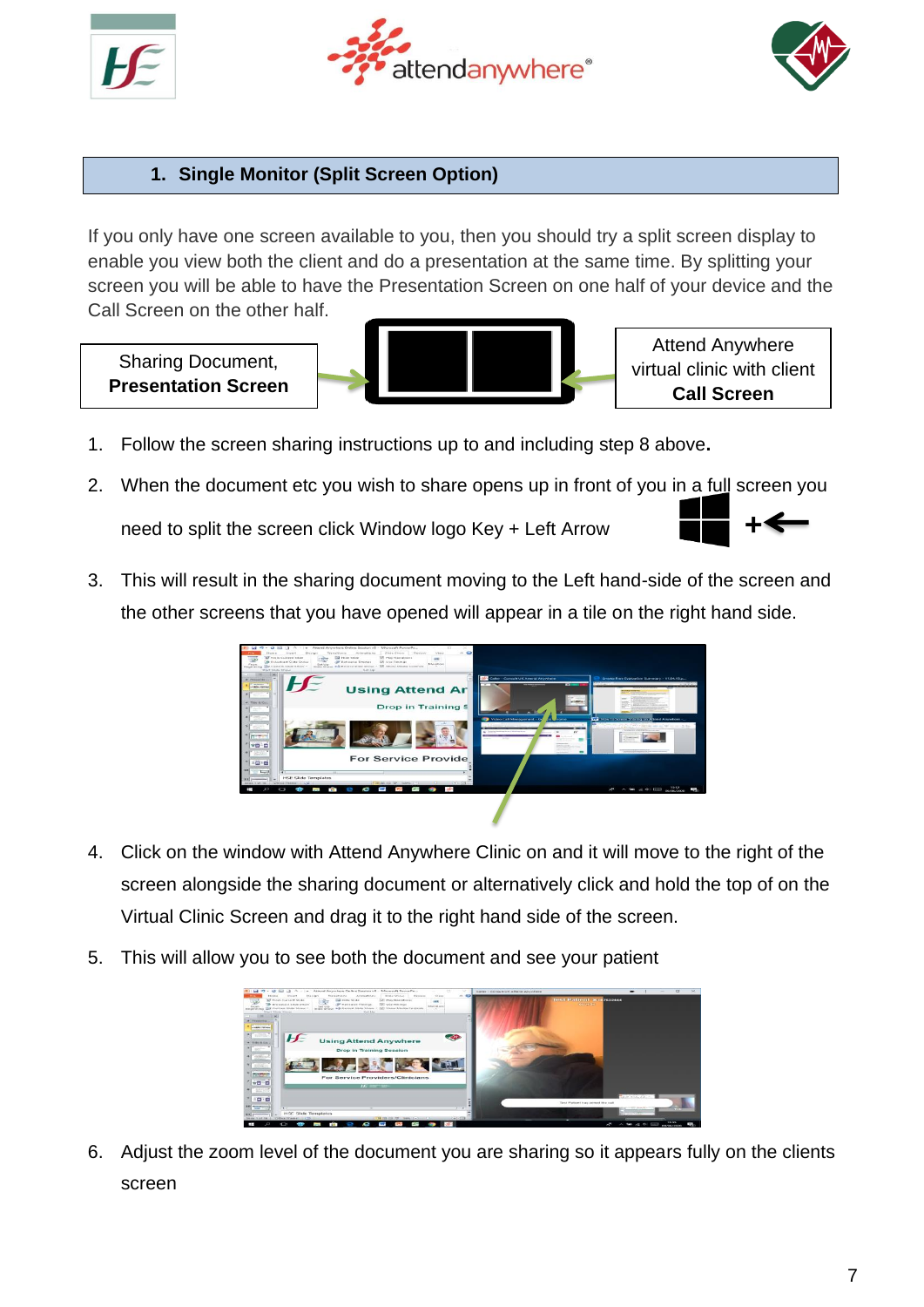## 1. Single Monitor (Split Screen Option)

If you only have one screen available to you, then you should try a split screen display to enable you view both the client and do a presentation at the same time. By splitting your screen you will be able to have the Presentation Screen on one half of your device and the Call Screen on the other half.

Sharing Document, **Presentation Screen**

Attend Anywhere virtual clinic with client **Call Screen**

1. Follow the screen sharing instructions up to and including step 8 above.
2. When the document etc you wish to share opens up in front of you in a full screen you need to split the screen click Window logo Key + Left Arrow
3. This will result in the sharing document moving to the Left hand-side of the screen and the other screens that you have opened will appear in a tile on the right hand side.
4. Click on the window with Attend Anywhere Clinic on and it will move to the right of the screen alongside the sharing document or alternatively click and hold the top of on the Virtual Clinic Screen and drag it to the right hand side of the screen.
5. This will allow you to see both the document and see your patient
6. Adjust the zoom level of the document you are sharing so it appears fully on the clients screen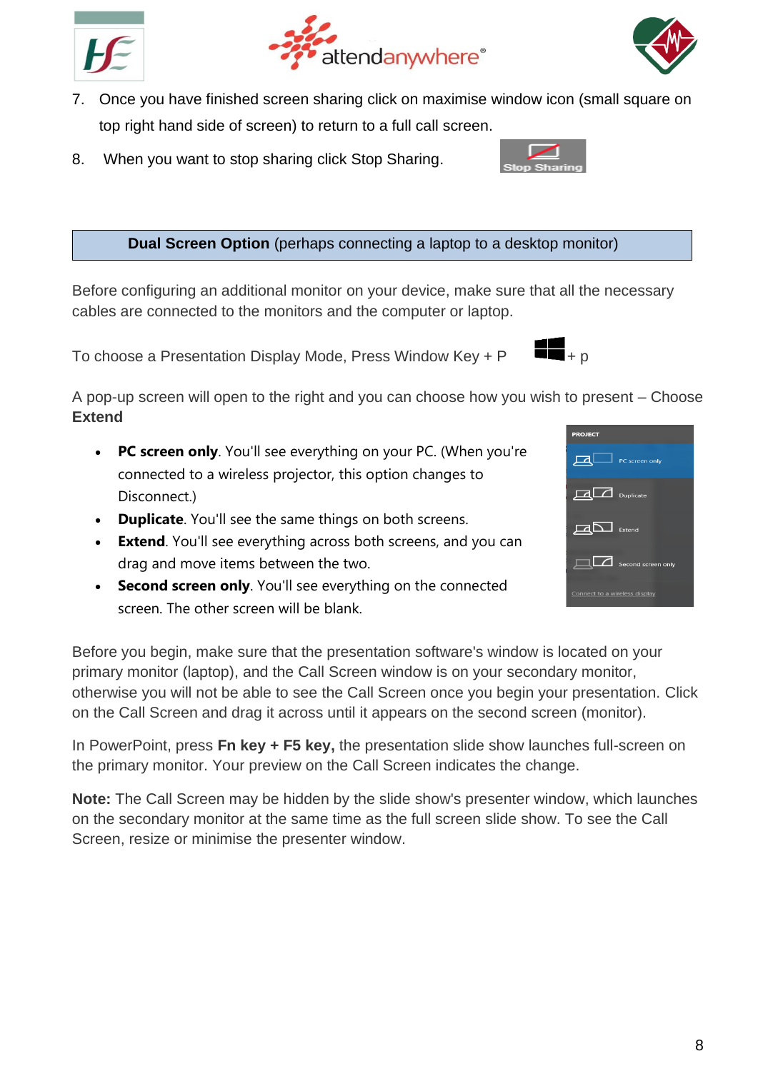7. Once you have finished screen sharing click on maximise window icon (small square on top right hand side of screen) to return to a full call screen.

8. When you want to stop sharing click Stop Sharing.

**Dual Screen Option** (perhaps connecting a laptop to a desktop monitor)

Before configuring an additional monitor on your device, make sure that all the necessary cables are connected to the monitors and the computer or laptop.

To choose a Presentation Display Mode, Press Window Key + P

A pop-up screen will open to the right and you can choose how you wish to present – Choose **Extend**

- **PC screen only**. You'll see everything on your PC. (When you're connected to a wireless projector, this option changes to Disconnect.)
- **Duplicate**. You'll see the same things on both screens.
- **Extend**. You'll see everything across both screens, and you can drag and move items between the two.
- **Second screen only**. You'll see everything on the connected screen. The other screen will be blank.

Before you begin, make sure that the presentation software's window is located on your primary monitor (laptop), and the Call Screen window is on your secondary monitor, otherwise you will not be able to see the Call Screen once you begin your presentation. Click on the Call Screen and drag it across until it appears on the second screen (monitor).

In PowerPoint, press **Fn key + F5 key,** the presentation slide show launches full-screen on the primary monitor. Your preview on the Call Screen indicates the change.

**Note:** The Call Screen may be hidden by the slide show's presenter window, which launches on the secondary monitor at the same time as the full screen slide show. To see the Call Screen, resize or minimise the presenter window.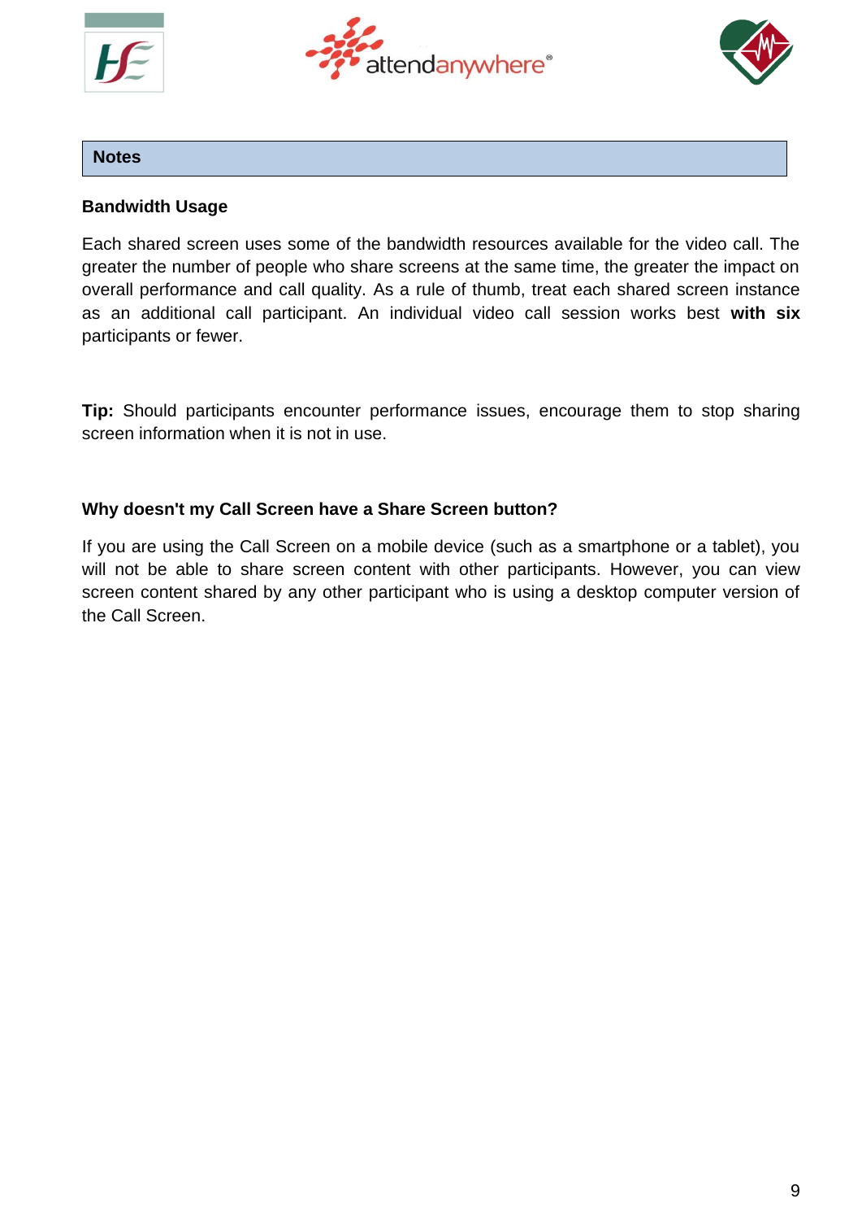## Notes

**Bandwidth Usage**

Each shared screen uses some of the bandwidth resources available for the video call. The greater the number of people who share screens at the same time, the greater the impact on overall performance and call quality. As a rule of thumb, treat each shared screen instance as an additional call participant. An individual video call session works best **with six** participants or fewer.

**Tip:** Should participants encounter performance issues, encourage them to stop sharing screen information when it is not in use.

**Why doesn't my Call Screen have a Share Screen button?**

If you are using the Call Screen on a mobile device (such as a smartphone or a tablet), you will not be able to share screen content with other participants. However, you can view screen content shared by any other participant who is using a desktop computer version of the Call Screen.